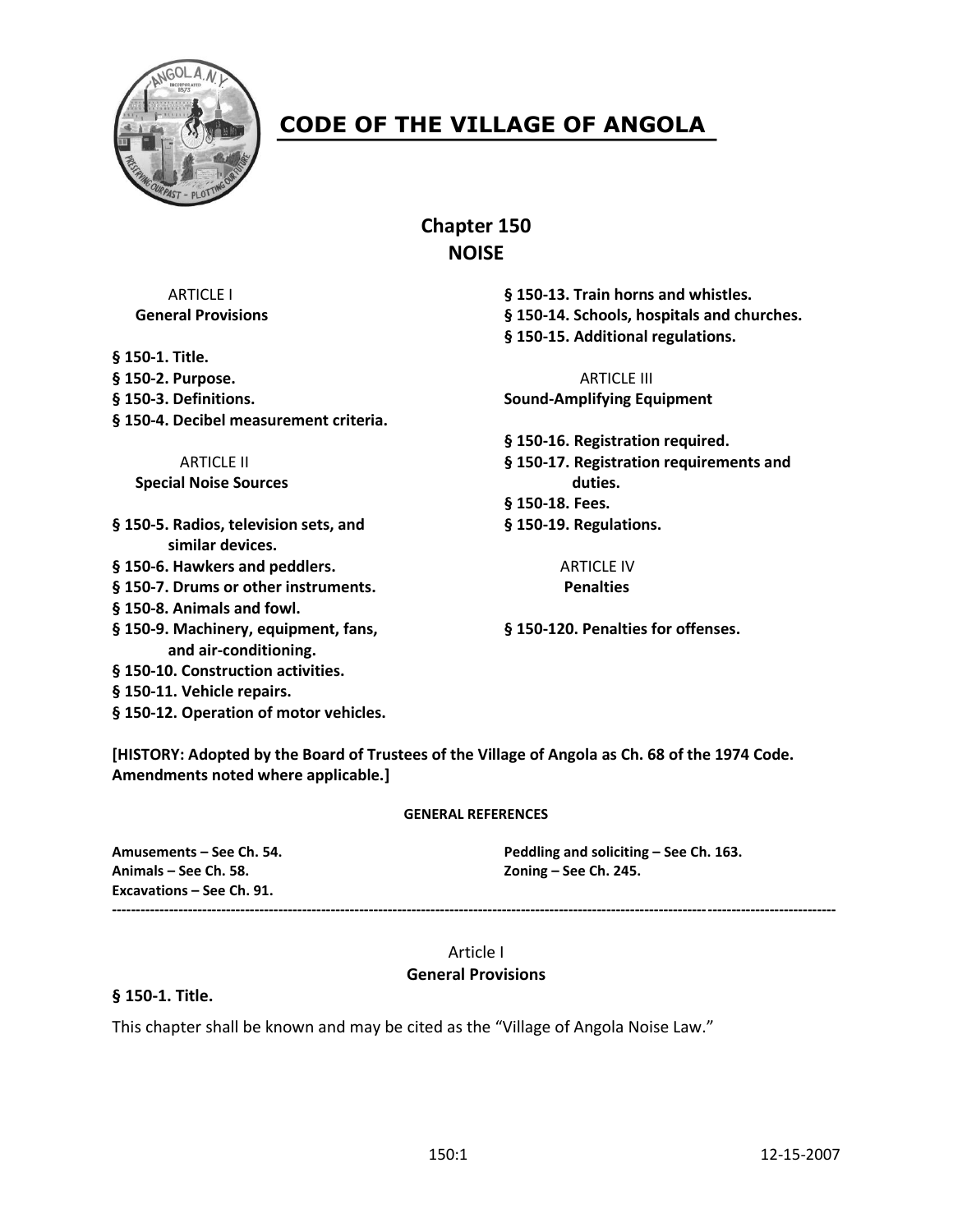# CODE OF THE VILLAGE OF ANGOLA

## Chapter 150
## NOISE

ARTICLE I
**General Provisions**

**§ 150-1. Title.**
**§ 150-2. Purpose.**
**§ 150-3. Definitions.**
**§ 150-4. Decibel measurement criteria.**

ARTICLE II
**Special Noise Sources**

**§ 150-5. Radios, television sets, and similar devices.**
**§ 150-6. Hawkers and peddlers.**
**§ 150-7. Drums or other instruments.**
**§ 150-8. Animals and fowl.**
**§ 150-9. Machinery, equipment, fans, and air-conditioning.**
**§ 150-10. Construction activities.**
**§ 150-11. Vehicle repairs.**
**§ 150-12. Operation of motor vehicles.**
**§ 150-13. Train horns and whistles.**
**§ 150-14. Schools, hospitals and churches.**
**§ 150-15. Additional regulations.**

ARTICLE III
**Sound-Amplifying Equipment**

**§ 150-16. Registration required.**
**§ 150-17. Registration requirements and duties.**
**§ 150-18. Fees.**
**§ 150-19. Regulations.**

ARTICLE IV
**Penalties**

**§ 150-120. Penalties for offenses.**

**[HISTORY: Adopted by the Board of Trustees of the Village of Angola as Ch. 68 of the 1974 Code. Amendments noted where applicable.]**

**GENERAL REFERENCES**

**Amusements – See Ch. 54.**
**Animals – See Ch. 58.**
**Excavations – See Ch. 91.**
**Peddling and soliciting – See Ch. 163.**
**Zoning – See Ch. 245.**

---

Article I
**General Provisions**

### § 150-1. Title.

This chapter shall be known and may be cited as the "Village of Angola Noise Law."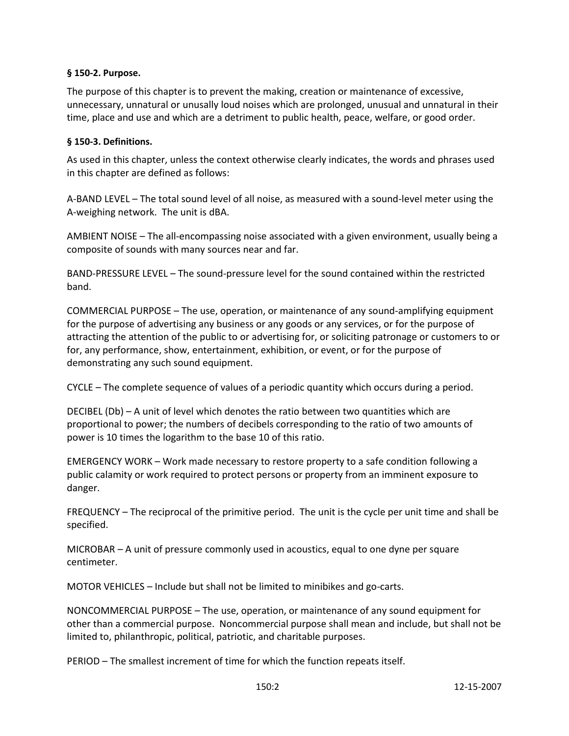**§ 150-2. Purpose.**

The purpose of this chapter is to prevent the making, creation or maintenance of excessive, unnecessary, unnatural or unusally loud noises which are prolonged, unusual and unnatural in their time, place and use and which are a detriment to public health, peace, welfare, or good order.

**§ 150-3. Definitions.**

As used in this chapter, unless the context otherwise clearly indicates, the words and phrases used in this chapter are defined as follows:

A-BAND LEVEL – The total sound level of all noise, as measured with a sound-level meter using the A-weighing network. The unit is dBA.

AMBIENT NOISE – The all-encompassing noise associated with a given environment, usually being a composite of sounds with many sources near and far.

BAND-PRESSURE LEVEL – The sound-pressure level for the sound contained within the restricted band.

COMMERCIAL PURPOSE – The use, operation, or maintenance of any sound-amplifying equipment for the purpose of advertising any business or any goods or any services, or for the purpose of attracting the attention of the public to or advertising for, or soliciting patronage or customers to or for, any performance, show, entertainment, exhibition, or event, or for the purpose of demonstrating any such sound equipment.

CYCLE – The complete sequence of values of a periodic quantity which occurs during a period.

DECIBEL (Db) – A unit of level which denotes the ratio between two quantities which are proportional to power; the numbers of decibels corresponding to the ratio of two amounts of power is 10 times the logarithm to the base 10 of this ratio.

EMERGENCY WORK – Work made necessary to restore property to a safe condition following a public calamity or work required to protect persons or property from an imminent exposure to danger.

FREQUENCY – The reciprocal of the primitive period. The unit is the cycle per unit time and shall be specified.

MICROBAR – A unit of pressure commonly used in acoustics, equal to one dyne per square centimeter.

MOTOR VEHICLES – Include but shall not be limited to minibikes and go-carts.

NONCOMMERCIAL PURPOSE – The use, operation, or maintenance of any sound equipment for other than a commercial purpose. Noncommercial purpose shall mean and include, but shall not be limited to, philanthropic, political, patriotic, and charitable purposes.

PERIOD – The smallest increment of time for which the function repeats itself.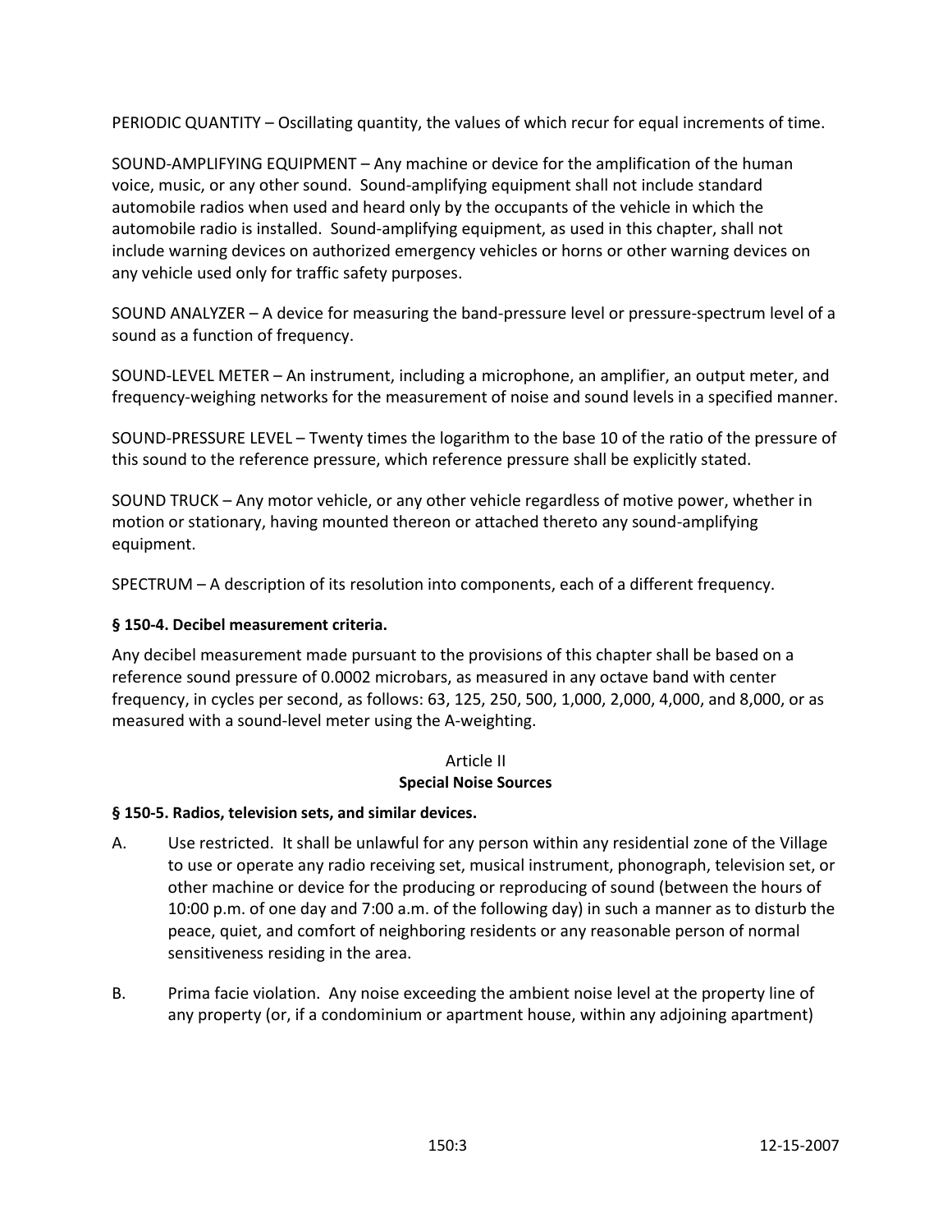PERIODIC QUANTITY – Oscillating quantity, the values of which recur for equal increments of time.

SOUND-AMPLIFYING EQUIPMENT – Any machine or device for the amplification of the human voice, music, or any other sound. Sound-amplifying equipment shall not include standard automobile radios when used and heard only by the occupants of the vehicle in which the automobile radio is installed. Sound-amplifying equipment, as used in this chapter, shall not include warning devices on authorized emergency vehicles or horns or other warning devices on any vehicle used only for traffic safety purposes.

SOUND ANALYZER – A device for measuring the band-pressure level or pressure-spectrum level of a sound as a function of frequency.

SOUND-LEVEL METER – An instrument, including a microphone, an amplifier, an output meter, and frequency-weighing networks for the measurement of noise and sound levels in a specified manner.

SOUND-PRESSURE LEVEL – Twenty times the logarithm to the base 10 of the ratio of the pressure of this sound to the reference pressure, which reference pressure shall be explicitly stated.

SOUND TRUCK – Any motor vehicle, or any other vehicle regardless of motive power, whether in motion or stationary, having mounted thereon or attached thereto any sound-amplifying equipment.

SPECTRUM – A description of its resolution into components, each of a different frequency.

### § 150-4. Decibel measurement criteria.

Any decibel measurement made pursuant to the provisions of this chapter shall be based on a reference sound pressure of 0.0002 microbars, as measured in any octave band with center frequency, in cycles per second, as follows: 63, 125, 250, 500, 1,000, 2,000, 4,000, and 8,000, or as measured with a sound-level meter using the A-weighting.

## Article II
## Special Noise Sources

### § 150-5. Radios, television sets, and similar devices.

A. Use restricted. It shall be unlawful for any person within any residential zone of the Village to use or operate any radio receiving set, musical instrument, phonograph, television set, or other machine or device for the producing or reproducing of sound (between the hours of 10:00 p.m. of one day and 7:00 a.m. of the following day) in such a manner as to disturb the peace, quiet, and comfort of neighboring residents or any reasonable person of normal sensitiveness residing in the area.

B. Prima facie violation. Any noise exceeding the ambient noise level at the property line of any property (or, if a condominium or apartment house, within any adjoining apartment)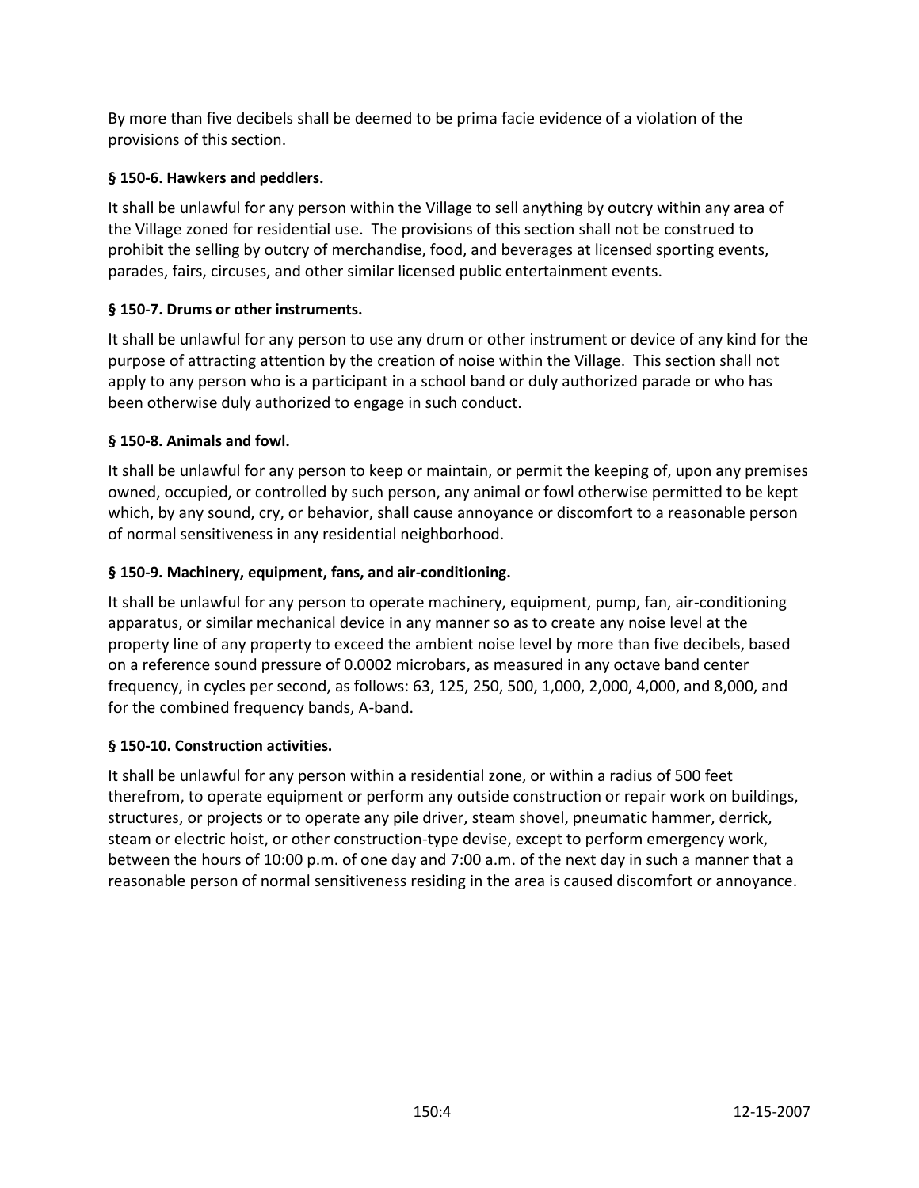By more than five decibels shall be deemed to be prima facie evidence of a violation of the provisions of this section.

**§ 150-6. Hawkers and peddlers.**

It shall be unlawful for any person within the Village to sell anything by outcry within any area of the Village zoned for residential use. The provisions of this section shall not be construed to prohibit the selling by outcry of merchandise, food, and beverages at licensed sporting events, parades, fairs, circuses, and other similar licensed public entertainment events.

**§ 150-7. Drums or other instruments.**

It shall be unlawful for any person to use any drum or other instrument or device of any kind for the purpose of attracting attention by the creation of noise within the Village. This section shall not apply to any person who is a participant in a school band or duly authorized parade or who has been otherwise duly authorized to engage in such conduct.

**§ 150-8. Animals and fowl.**

It shall be unlawful for any person to keep or maintain, or permit the keeping of, upon any premises owned, occupied, or controlled by such person, any animal or fowl otherwise permitted to be kept which, by any sound, cry, or behavior, shall cause annoyance or discomfort to a reasonable person of normal sensitiveness in any residential neighborhood.

**§ 150-9. Machinery, equipment, fans, and air-conditioning.**

It shall be unlawful for any person to operate machinery, equipment, pump, fan, air-conditioning apparatus, or similar mechanical device in any manner so as to create any noise level at the property line of any property to exceed the ambient noise level by more than five decibels, based on a reference sound pressure of 0.0002 microbars, as measured in any octave band center frequency, in cycles per second, as follows: 63, 125, 250, 500, 1,000, 2,000, 4,000, and 8,000, and for the combined frequency bands, A-band.

**§ 150-10. Construction activities.**

It shall be unlawful for any person within a residential zone, or within a radius of 500 feet therefrom, to operate equipment or perform any outside construction or repair work on buildings, structures, or projects or to operate any pile driver, steam shovel, pneumatic hammer, derrick, steam or electric hoist, or other construction-type devise, except to perform emergency work, between the hours of 10:00 p.m. of one day and 7:00 a.m. of the next day in such a manner that a reasonable person of normal sensitiveness residing in the area is caused discomfort or annoyance.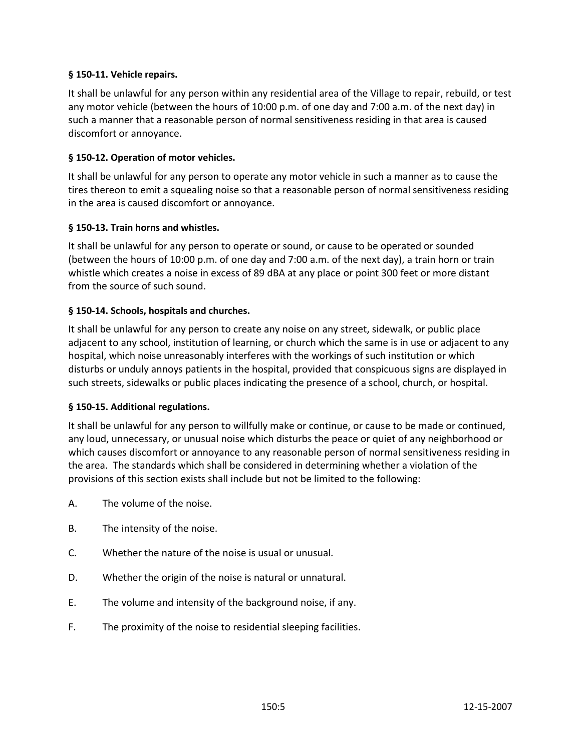**§ 150-11. Vehicle repairs.**

It shall be unlawful for any person within any residential area of the Village to repair, rebuild, or test any motor vehicle (between the hours of 10:00 p.m. of one day and 7:00 a.m. of the next day) in such a manner that a reasonable person of normal sensitiveness residing in that area is caused discomfort or annoyance.

**§ 150-12. Operation of motor vehicles.**

It shall be unlawful for any person to operate any motor vehicle in such a manner as to cause the tires thereon to emit a squealing noise so that a reasonable person of normal sensitiveness residing in the area is caused discomfort or annoyance.

**§ 150-13. Train horns and whistles.**

It shall be unlawful for any person to operate or sound, or cause to be operated or sounded (between the hours of 10:00 p.m. of one day and 7:00 a.m. of the next day), a train horn or train whistle which creates a noise in excess of 89 dBA at any place or point 300 feet or more distant from the source of such sound.

**§ 150-14. Schools, hospitals and churches.**

It shall be unlawful for any person to create any noise on any street, sidewalk, or public place adjacent to any school, institution of learning, or church which the same is in use or adjacent to any hospital, which noise unreasonably interferes with the workings of such institution or which disturbs or unduly annoys patients in the hospital, provided that conspicuous signs are displayed in such streets, sidewalks or public places indicating the presence of a school, church, or hospital.

**§ 150-15. Additional regulations.**

It shall be unlawful for any person to willfully make or continue, or cause to be made or continued, any loud, unnecessary, or unusual noise which disturbs the peace or quiet of any neighborhood or which causes discomfort or annoyance to any reasonable person of normal sensitiveness residing in the area. The standards which shall be considered in determining whether a violation of the provisions of this section exists shall include but not be limited to the following:

A. The volume of the noise.

B. The intensity of the noise.

C. Whether the nature of the noise is usual or unusual.

D. Whether the origin of the noise is natural or unnatural.

E. The volume and intensity of the background noise, if any.

F. The proximity of the noise to residential sleeping facilities.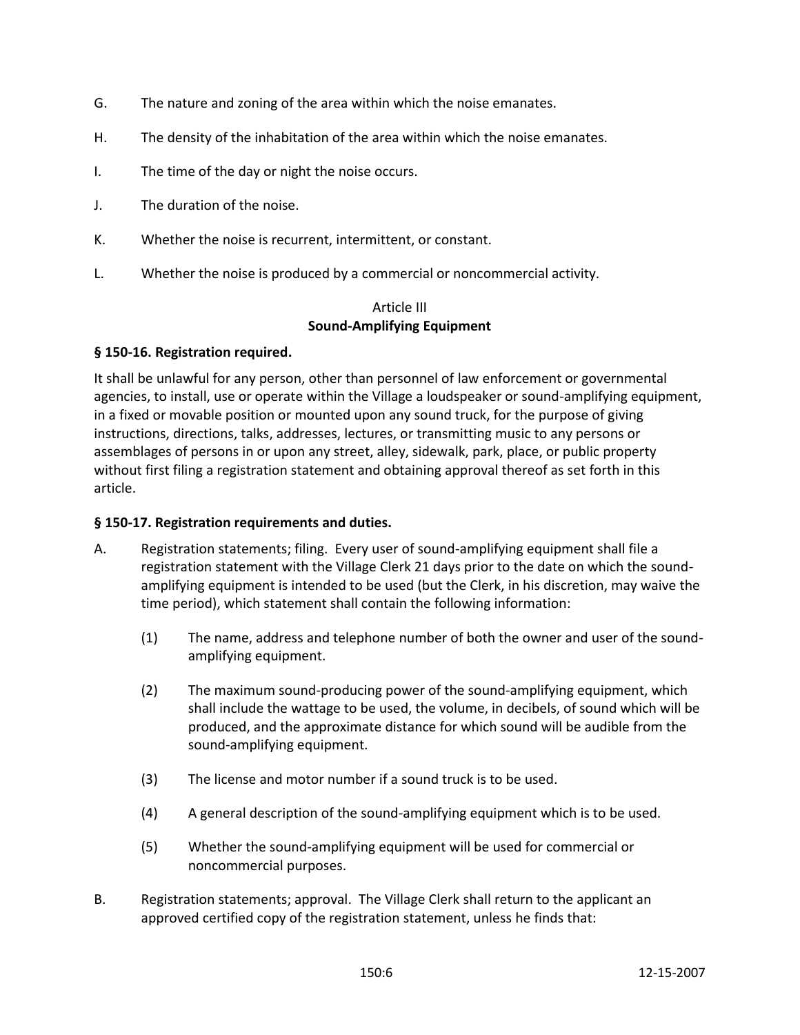G. The nature and zoning of the area within which the noise emanates.

H. The density of the inhabitation of the area within which the noise emanates.

I. The time of the day or night the noise occurs.

J. The duration of the noise.

K. Whether the noise is recurrent, intermittent, or constant.

L. Whether the noise is produced by a commercial or noncommercial activity.

## Article III
## Sound-Amplifying Equipment

### § 150-16. Registration required.

It shall be unlawful for any person, other than personnel of law enforcement or governmental agencies, to install, use or operate within the Village a loudspeaker or sound-amplifying equipment, in a fixed or movable position or mounted upon any sound truck, for the purpose of giving instructions, directions, talks, addresses, lectures, or transmitting music to any persons or assemblages of persons in or upon any street, alley, sidewalk, park, place, or public property without first filing a registration statement and obtaining approval thereof as set forth in this article.

### § 150-17. Registration requirements and duties.

A. Registration statements; filing. Every user of sound-amplifying equipment shall file a registration statement with the Village Clerk 21 days prior to the date on which the sound-amplifying equipment is intended to be used (but the Clerk, in his discretion, may waive the time period), which statement shall contain the following information:

   (1) The name, address and telephone number of both the owner and user of the sound-amplifying equipment.

   (2) The maximum sound-producing power of the sound-amplifying equipment, which shall include the wattage to be used, the volume, in decibels, of sound which will be produced, and the approximate distance for which sound will be audible from the sound-amplifying equipment.

   (3) The license and motor number if a sound truck is to be used.

   (4) A general description of the sound-amplifying equipment which is to be used.

   (5) Whether the sound-amplifying equipment will be used for commercial or noncommercial purposes.

B. Registration statements; approval. The Village Clerk shall return to the applicant an approved certified copy of the registration statement, unless he finds that: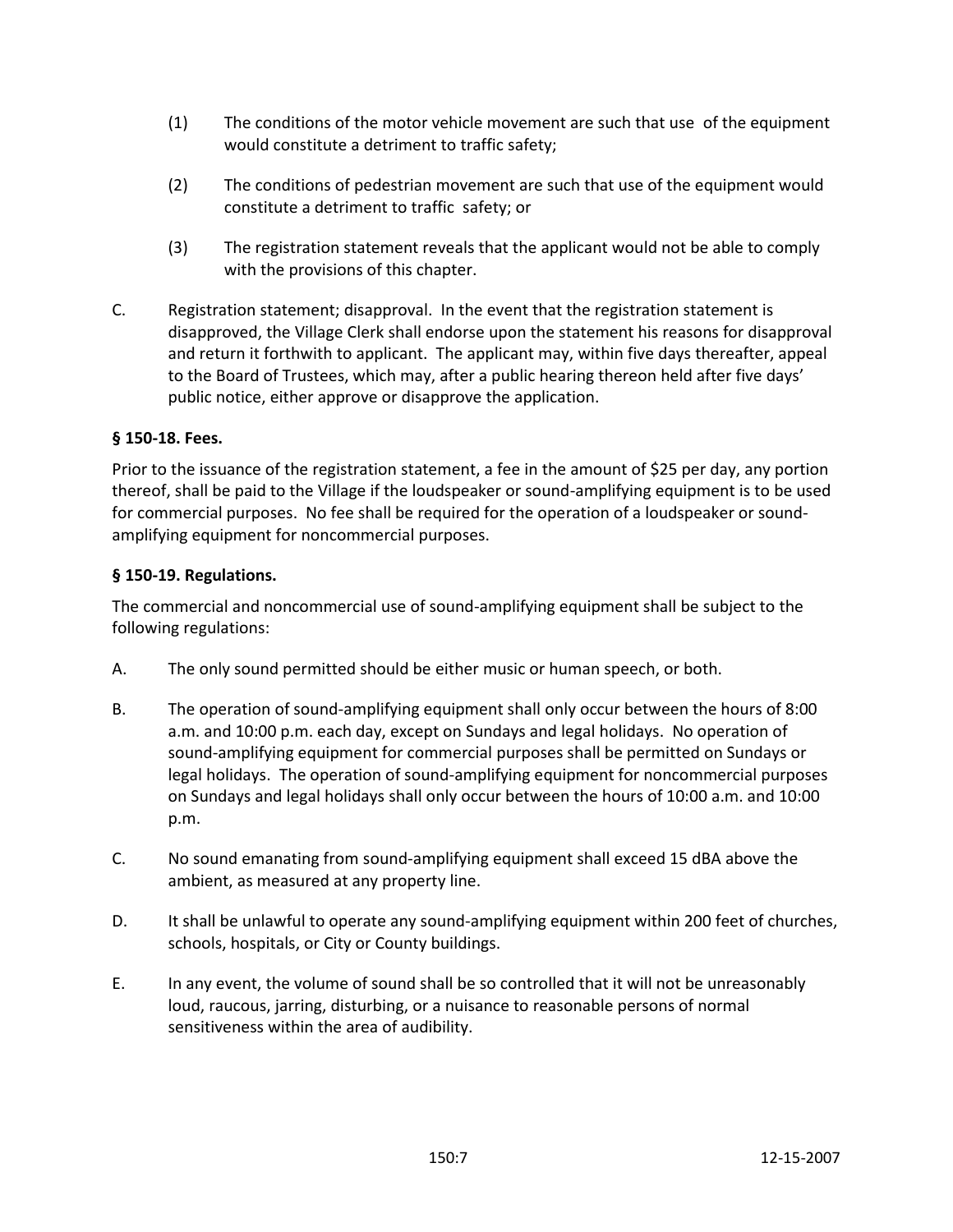(1) The conditions of the motor vehicle movement are such that use of the equipment would constitute a detriment to traffic safety;

(2) The conditions of pedestrian movement are such that use of the equipment would constitute a detriment to traffic safety; or

(3) The registration statement reveals that the applicant would not be able to comply with the provisions of this chapter.

C. Registration statement; disapproval. In the event that the registration statement is disapproved, the Village Clerk shall endorse upon the statement his reasons for disapproval and return it forthwith to applicant. The applicant may, within five days thereafter, appeal to the Board of Trustees, which may, after a public hearing thereon held after five days' public notice, either approve or disapprove the application.

**§ 150-18. Fees.**

Prior to the issuance of the registration statement, a fee in the amount of $25 per day, any portion thereof, shall be paid to the Village if the loudspeaker or sound-amplifying equipment is to be used for commercial purposes. No fee shall be required for the operation of a loudspeaker or sound-amplifying equipment for noncommercial purposes.

**§ 150-19. Regulations.**

The commercial and noncommercial use of sound-amplifying equipment shall be subject to the following regulations:

A. The only sound permitted should be either music or human speech, or both.

B. The operation of sound-amplifying equipment shall only occur between the hours of 8:00 a.m. and 10:00 p.m. each day, except on Sundays and legal holidays. No operation of sound-amplifying equipment for commercial purposes shall be permitted on Sundays or legal holidays. The operation of sound-amplifying equipment for noncommercial purposes on Sundays and legal holidays shall only occur between the hours of 10:00 a.m. and 10:00 p.m.

C. No sound emanating from sound-amplifying equipment shall exceed 15 dBA above the ambient, as measured at any property line.

D. It shall be unlawful to operate any sound-amplifying equipment within 200 feet of churches, schools, hospitals, or City or County buildings.

E. In any event, the volume of sound shall be so controlled that it will not be unreasonably loud, raucous, jarring, disturbing, or a nuisance to reasonable persons of normal sensitiveness within the area of audibility.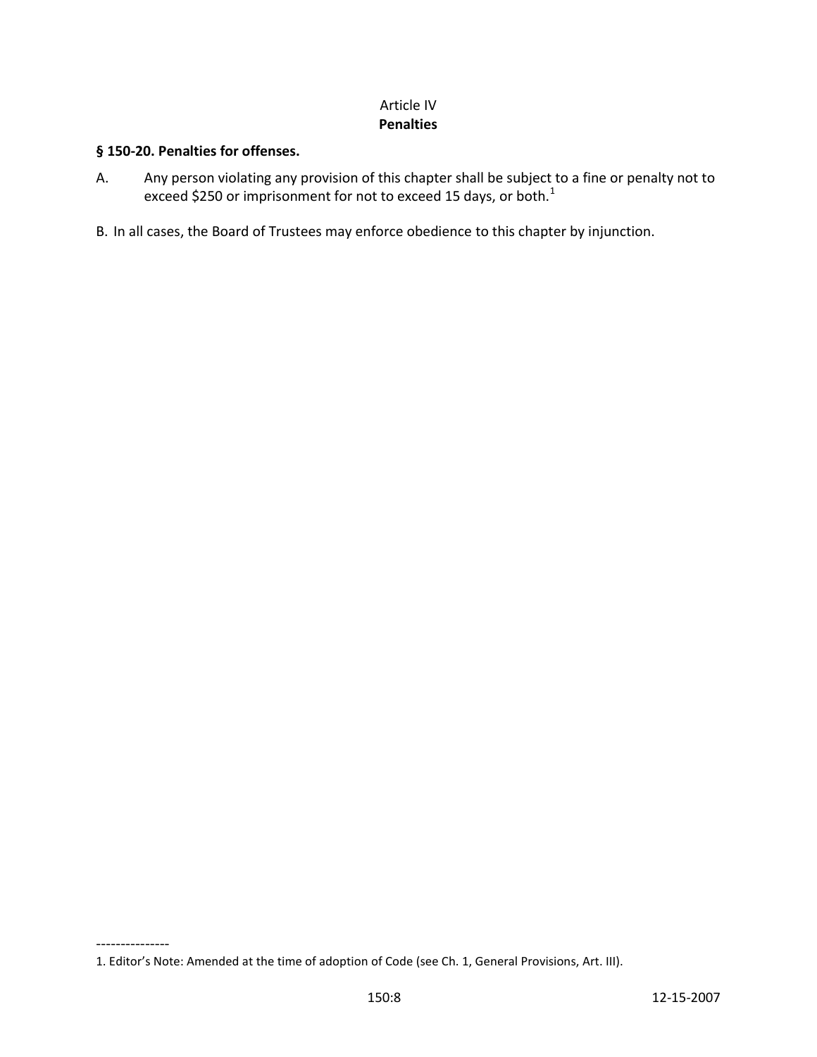Article IV
**Penalties**

**§ 150-20. Penalties for offenses.**

A. Any person violating any provision of this chapter shall be subject to a fine or penalty not to exceed $250 or imprisonment for not to exceed 15 days, or both.[1]

B. In all cases, the Board of Trustees may enforce obedience to this chapter by injunction.

---------------

1. Editor's Note: Amended at the time of adoption of Code (see Ch. 1, General Provisions, Art. III).